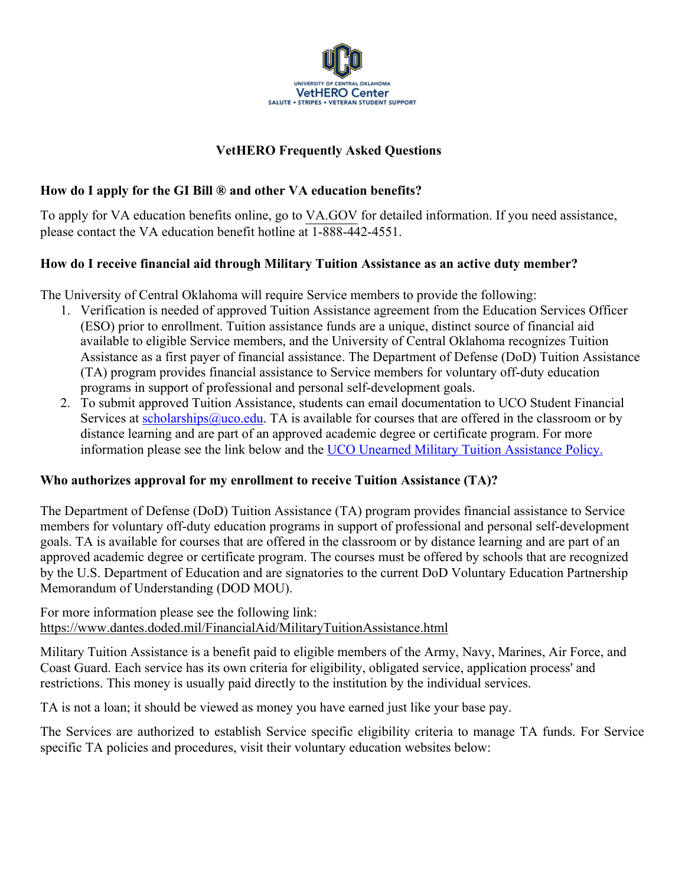University of Central Oklahoma VetHERO Center
SALUTE • STRIPES • VETERAN STUDENT SUPPORT

# VetHERO Frequently Asked Questions

**How do I apply for the GI Bill ® and other VA education benefits?**

To apply for VA education benefits online, go to VA.GOV for detailed information. If you need assistance, please contact the VA education benefit hotline at 1-888-442-4551.

**How do I receive financial aid through Military Tuition Assistance as an active duty member?**

The University of Central Oklahoma will require Service members to provide the following:

1. Verification is needed of approved Tuition Assistance agreement from the Education Services Officer (ESO) prior to enrollment. Tuition assistance funds are a unique, distinct source of financial aid available to eligible Service members, and the University of Central Oklahoma recognizes Tuition Assistance as a first payer of financial assistance. The Department of Defense (DoD) Tuition Assistance (TA) program provides financial assistance to Service members for voluntary off-duty education programs in support of professional and personal self-development goals.
2. To submit approved Tuition Assistance, students can email documentation to UCO Student Financial Services at scholarships@uco.edu. TA is available for courses that are offered in the classroom or by distance learning and are part of an approved academic degree or certificate program. For more information please see the link below and the UCO Unearned Military Tuition Assistance Policy.

**Who authorizes approval for my enrollment to receive Tuition Assistance (TA)?**

The Department of Defense (DoD) Tuition Assistance (TA) program provides financial assistance to Service members for voluntary off-duty education programs in support of professional and personal self-development goals. TA is available for courses that are offered in the classroom or by distance learning and are part of an approved academic degree or certificate program. The courses must be offered by schools that are recognized by the U.S. Department of Education and are signatories to the current DoD Voluntary Education Partnership Memorandum of Understanding (DOD MOU).

For more information please see the following link:
https://www.dantes.doded.mil/FinancialAid/MilitaryTuitionAssistance.html

Military Tuition Assistance is a benefit paid to eligible members of the Army, Navy, Marines, Air Force, and Coast Guard. Each service has its own criteria for eligibility, obligated service, application process' and restrictions. This money is usually paid directly to the institution by the individual services.

TA is not a loan; it should be viewed as money you have earned just like your base pay.

The Services are authorized to establish Service specific eligibility criteria to manage TA funds. For Service specific TA policies and procedures, visit their voluntary education websites below: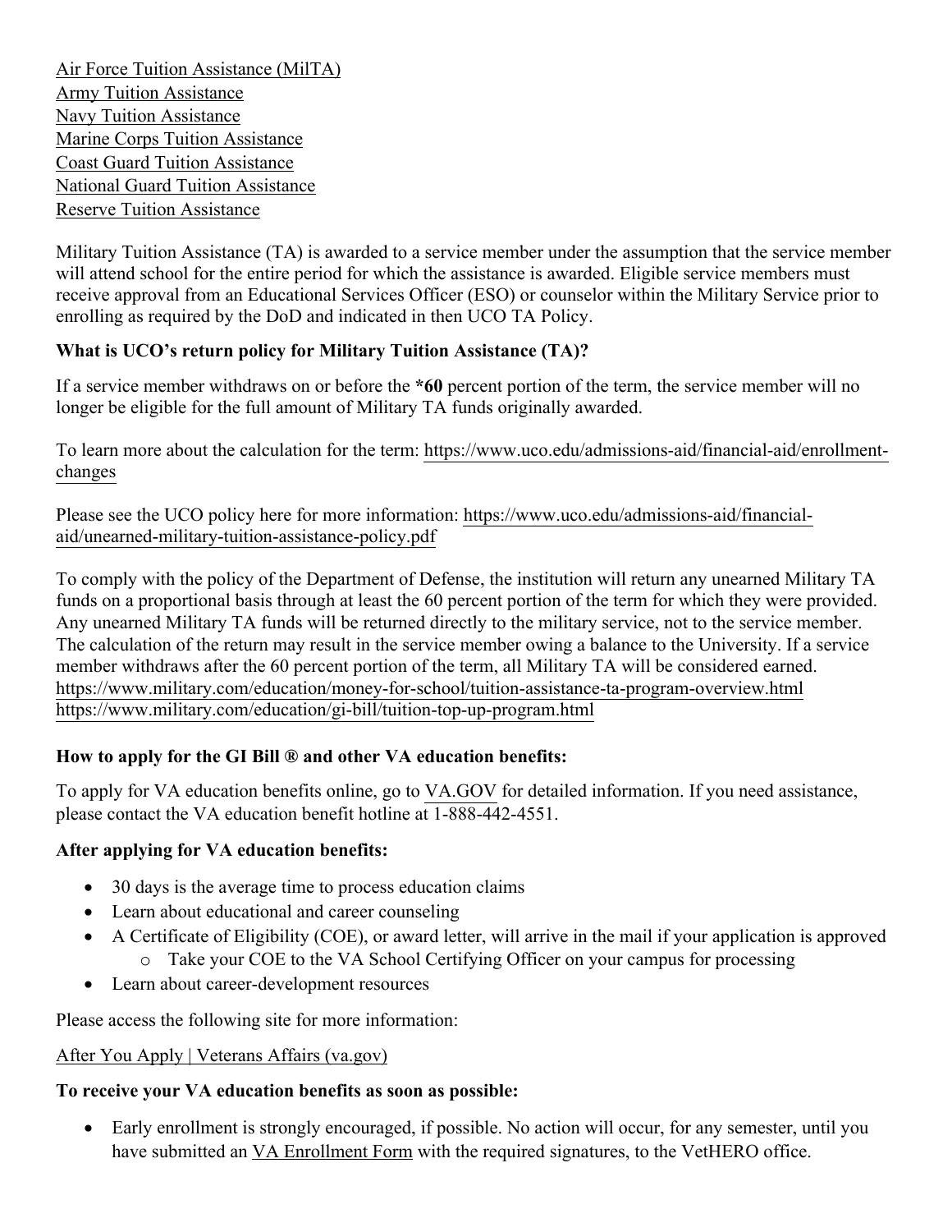[Air Force Tuition Assistance (MilTA)](#)
[Army Tuition Assistance](#)
[Navy Tuition Assistance](#)
[Marine Corps Tuition Assistance](#)
[Coast Guard Tuition Assistance](#)
[National Guard Tuition Assistance](#)
[Reserve Tuition Assistance](#)

Military Tuition Assistance (TA) is awarded to a service member under the assumption that the service member will attend school for the entire period for which the assistance is awarded. Eligible service members must receive approval from an Educational Services Officer (ESO) or counselor within the Military Service prior to enrolling as required by the DoD and indicated in then UCO TA Policy.

**What is UCO's return policy for Military Tuition Assistance (TA)?**

If a service member withdraws on or before the ***60** percent portion of the term, the service member will no longer be eligible for the full amount of Military TA funds originally awarded.

To learn more about the calculation for the term: https://www.uco.edu/admissions-aid/financial-aid/enrollment-changes

Please see the UCO policy here for more information: https://www.uco.edu/admissions-aid/financial-aid/unearned-military-tuition-assistance-policy.pdf

To comply with the policy of the Department of Defense, the institution will return any unearned Military TA funds on a proportional basis through at least the 60 percent portion of the term for which they were provided. Any unearned Military TA funds will be returned directly to the military service, not to the service member. The calculation of the return may result in the service member owing a balance to the University. If a service member withdraws after the 60 percent portion of the term, all Military TA will be considered earned.
https://www.military.com/education/money-for-school/tuition-assistance-ta-program-overview.html
https://www.military.com/education/gi-bill/tuition-top-up-program.html

**How to apply for the GI Bill ® and other VA education benefits:**

To apply for VA education benefits online, go to VA.GOV for detailed information. If you need assistance, please contact the VA education benefit hotline at 1-888-442-4551.

**After applying for VA education benefits:**

- 30 days is the average time to process education claims
- Learn about educational and career counseling
- A Certificate of Eligibility (COE), or award letter, will arrive in the mail if your application is approved
  - Take your COE to the VA School Certifying Officer on your campus for processing
- Learn about career-development resources

Please access the following site for more information:

After You Apply | Veterans Affairs (va.gov)

**To receive your VA education benefits as soon as possible:**

- Early enrollment is strongly encouraged, if possible. No action will occur, for any semester, until you have submitted an VA Enrollment Form with the required signatures, to the VetHERO office.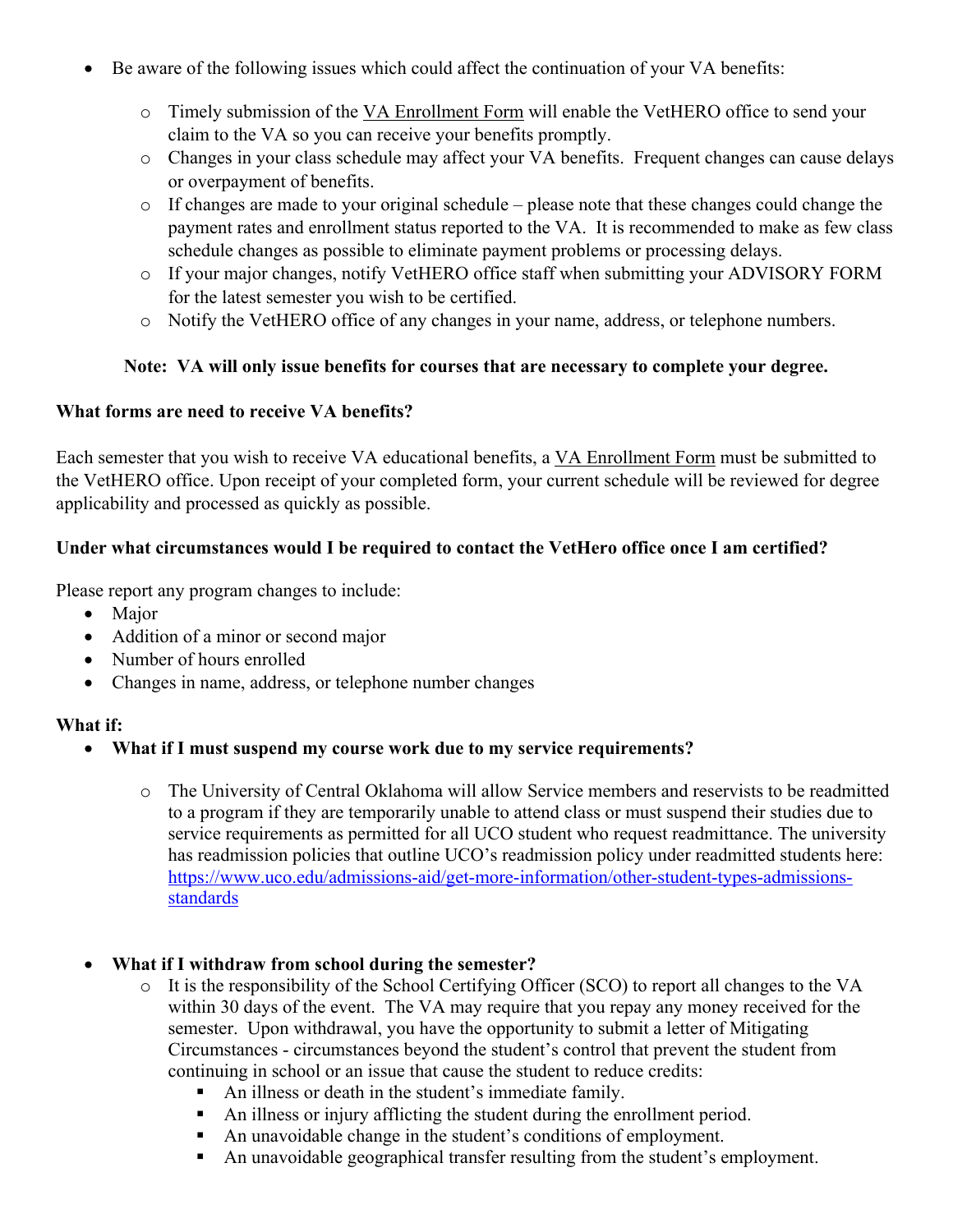- Be aware of the following issues which could affect the continuation of your VA benefits:
  - Timely submission of the VA Enrollment Form will enable the VetHERO office to send your claim to the VA so you can receive your benefits promptly.
  - Changes in your class schedule may affect your VA benefits. Frequent changes can cause delays or overpayment of benefits.
  - If changes are made to your original schedule – please note that these changes could change the payment rates and enrollment status reported to the VA. It is recommended to make as few class schedule changes as possible to eliminate payment problems or processing delays.
  - If your major changes, notify VetHERO office staff when submitting your ADVISORY FORM for the latest semester you wish to be certified.
  - Notify the VetHERO office of any changes in your name, address, or telephone numbers.

**Note: VA will only issue benefits for courses that are necessary to complete your degree.**

**What forms are need to receive VA benefits?**

Each semester that you wish to receive VA educational benefits, a VA Enrollment Form must be submitted to the VetHERO office. Upon receipt of your completed form, your current schedule will be reviewed for degree applicability and processed as quickly as possible.

**Under what circumstances would I be required to contact the VetHero office once I am certified?**

Please report any program changes to include:

- Major
- Addition of a minor or second major
- Number of hours enrolled
- Changes in name, address, or telephone number changes

**What if:**

- **What if I must suspend my course work due to my service requirements?**
  - The University of Central Oklahoma will allow Service members and reservists to be readmitted to a program if they are temporarily unable to attend class or must suspend their studies due to service requirements as permitted for all UCO student who request readmittance. The university has readmission policies that outline UCO's readmission policy under readmitted students here: https://www.uco.edu/admissions-aid/get-more-information/other-student-types-admissions-standards

- **What if I withdraw from school during the semester?**
  - It is the responsibility of the School Certifying Officer (SCO) to report all changes to the VA within 30 days of the event. The VA may require that you repay any money received for the semester. Upon withdrawal, you have the opportunity to submit a letter of Mitigating Circumstances - circumstances beyond the student's control that prevent the student from continuing in school or an issue that cause the student to reduce credits:
    - An illness or death in the student's immediate family.
    - An illness or injury afflicting the student during the enrollment period.
    - An unavoidable change in the student's conditions of employment.
    - An unavoidable geographical transfer resulting from the student's employment.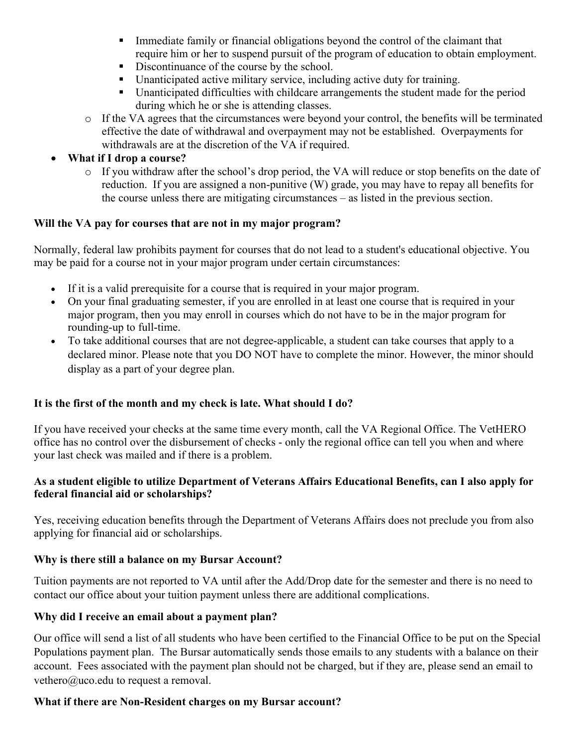- Immediate family or financial obligations beyond the control of the claimant that require him or her to suspend pursuit of the program of education to obtain employment.
    - Discontinuance of the course by the school.
    - Unanticipated active military service, including active duty for training.
    - Unanticipated difficulties with childcare arrangements the student made for the period during which he or she is attending classes.
  - If the VA agrees that the circumstances were beyond your control, the benefits will be terminated effective the date of withdrawal and overpayment may not be established. Overpayments for withdrawals are at the discretion of the VA if required.
- **What if I drop a course?**
  - If you withdraw after the school's drop period, the VA will reduce or stop benefits on the date of reduction. If you are assigned a non-punitive (W) grade, you may have to repay all benefits for the course unless there are mitigating circumstances – as listed in the previous section.

**Will the VA pay for courses that are not in my major program?**

Normally, federal law prohibits payment for courses that do not lead to a student's educational objective. You may be paid for a course not in your major program under certain circumstances:

- If it is a valid prerequisite for a course that is required in your major program.
- On your final graduating semester, if you are enrolled in at least one course that is required in your major program, then you may enroll in courses which do not have to be in the major program for rounding-up to full-time.
- To take additional courses that are not degree-applicable, a student can take courses that apply to a declared minor. Please note that you DO NOT have to complete the minor. However, the minor should display as a part of your degree plan.

**It is the first of the month and my check is late. What should I do?**

If you have received your checks at the same time every month, call the VA Regional Office. The VetHERO office has no control over the disbursement of checks - only the regional office can tell you when and where your last check was mailed and if there is a problem.

**As a student eligible to utilize Department of Veterans Affairs Educational Benefits, can I also apply for federal financial aid or scholarships?**

Yes, receiving education benefits through the Department of Veterans Affairs does not preclude you from also applying for financial aid or scholarships.

**Why is there still a balance on my Bursar Account?**

Tuition payments are not reported to VA until after the Add/Drop date for the semester and there is no need to contact our office about your tuition payment unless there are additional complications.

**Why did I receive an email about a payment plan?**

Our office will send a list of all students who have been certified to the Financial Office to be put on the Special Populations payment plan. The Bursar automatically sends those emails to any students with a balance on their account. Fees associated with the payment plan should not be charged, but if they are, please send an email to vethero@uco.edu to request a removal.

**What if there are Non-Resident charges on my Bursar account?**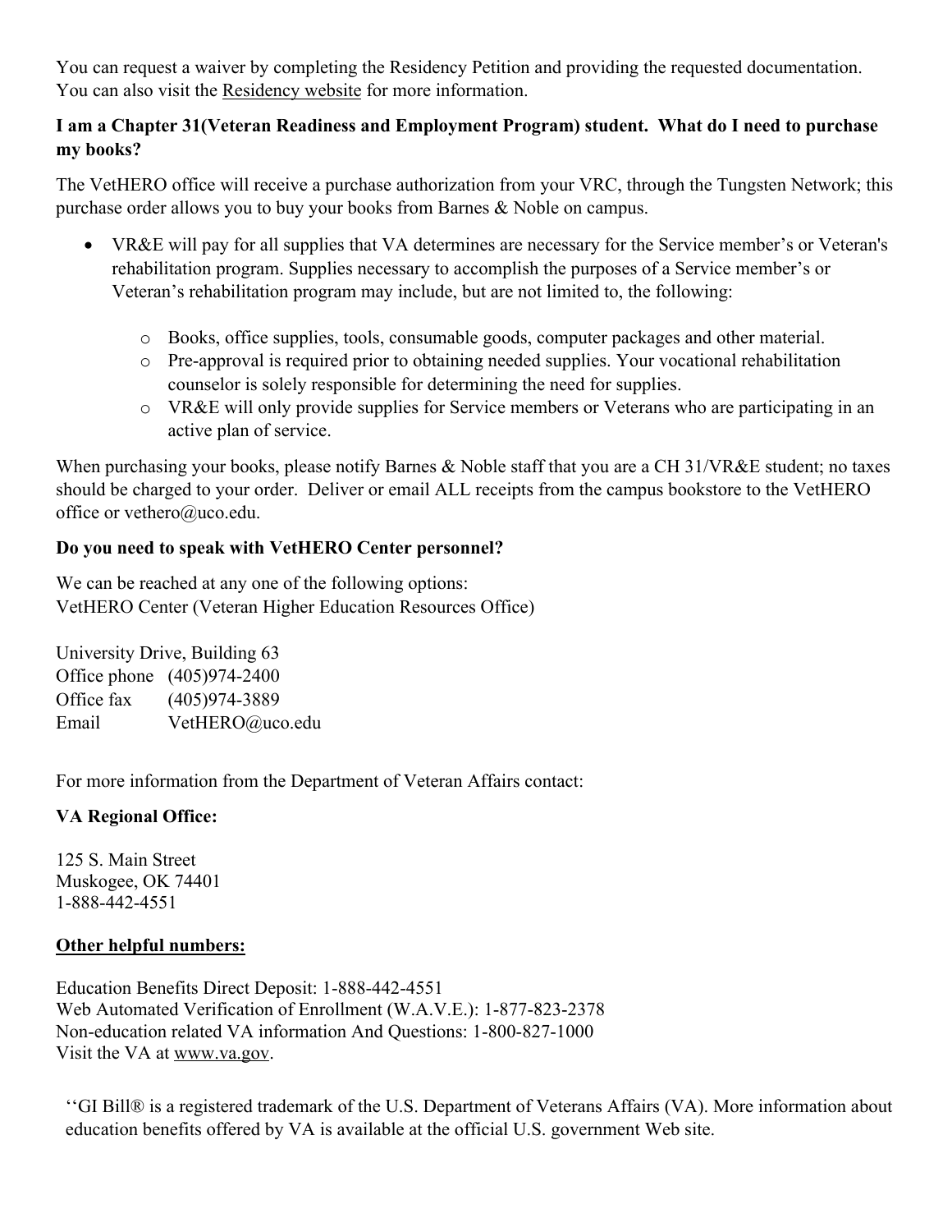You can request a waiver by completing the Residency Petition and providing the requested documentation. You can also visit the Residency website for more information.

**I am a Chapter 31(Veteran Readiness and Employment Program) student. What do I need to purchase my books?**

The VetHERO office will receive a purchase authorization from your VRC, through the Tungsten Network; this purchase order allows you to buy your books from Barnes & Noble on campus.

- VR&E will pay for all supplies that VA determines are necessary for the Service member's or Veteran's rehabilitation program. Supplies necessary to accomplish the purposes of a Service member's or Veteran's rehabilitation program may include, but are not limited to, the following:
  - Books, office supplies, tools, consumable goods, computer packages and other material.
  - Pre-approval is required prior to obtaining needed supplies. Your vocational rehabilitation counselor is solely responsible for determining the need for supplies.
  - VR&E will only provide supplies for Service members or Veterans who are participating in an active plan of service.

When purchasing your books, please notify Barnes & Noble staff that you are a CH 31/VR&E student; no taxes should be charged to your order. Deliver or email ALL receipts from the campus bookstore to the VetHERO office or vethero@uco.edu.

**Do you need to speak with VetHERO Center personnel?**

We can be reached at any one of the following options:
VetHERO Center (Veteran Higher Education Resources Office)

University Drive, Building 63
Office phone (405)974-2400
Office fax (405)974-3889
Email VetHERO@uco.edu

For more information from the Department of Veteran Affairs contact:

**VA Regional Office:**

125 S. Main Street
Muskogee, OK 74401
1-888-442-4551

**Other helpful numbers:**

Education Benefits Direct Deposit: 1-888-442-4551
Web Automated Verification of Enrollment (W.A.V.E.): 1-877-823-2378
Non-education related VA information And Questions: 1-800-827-1000
Visit the VA at www.va.gov.

''GI Bill® is a registered trademark of the U.S. Department of Veterans Affairs (VA). More information about education benefits offered by VA is available at the official U.S. government Web site.